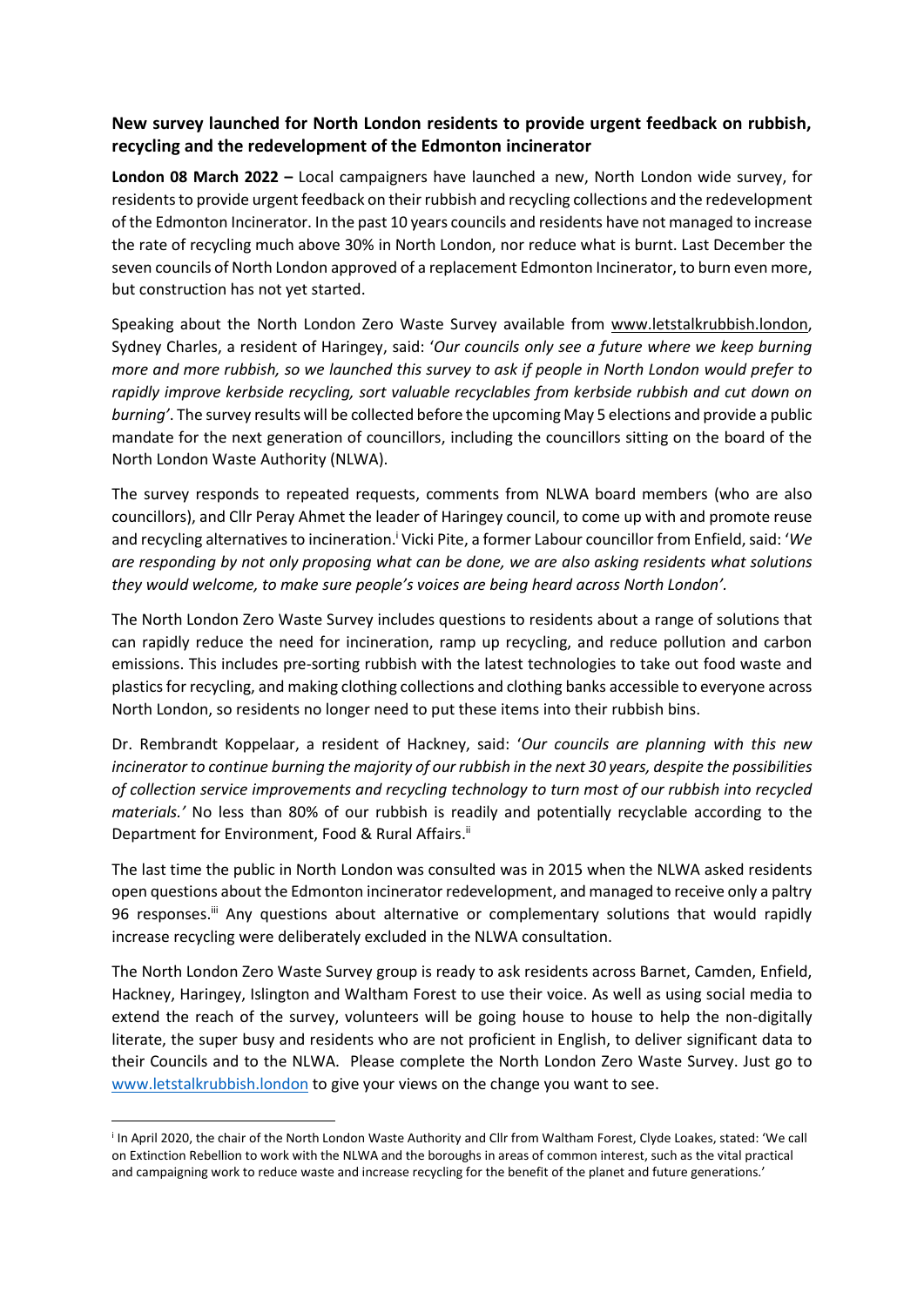## New survey launched for North London residents to provide urgent feedback on rubbish, recycling and the redevelopment of the Edmonton incinerator

**London 08 March 2022 –** Local campaigners have launched a new, North London wide survey, for residents to provide urgent feedback on their rubbish and recycling collections and the redevelopment of the Edmonton Incinerator. In the past 10 years councils and residents have not managed to increase the rate of recycling much above 30% in North London, nor reduce what is burnt. Last December the seven councils of North London approved of a replacement Edmonton Incinerator, to burn even more, but construction has not yet started.

Speaking about the North London Zero Waste Survey available from www.letstalkrubbish.london, Sydney Charles, a resident of Haringey, said: '*Our councils only see a future where we keep burning more and more rubbish, so we launched this survey to ask if people in North London would prefer to rapidly improve kerbside recycling, sort valuable recyclables from kerbside rubbish and cut down on burning'*. The survey results will be collected before the upcoming May 5 elections and provide a public mandate for the next generation of councillors, including the councillors sitting on the board of the North London Waste Authority (NLWA).

The survey responds to repeated requests, comments from NLWA board members (who are also councillors), and Cllr Peray Ahmet the leader of Haringey council, to come up with and promote reuse and recycling alternatives to incineration.[i] Vicki Pite, a former Labour councillor from Enfield, said: '*We are responding by not only proposing what can be done, we are also asking residents what solutions they would welcome, to make sure people's voices are being heard across North London'.*

The North London Zero Waste Survey includes questions to residents about a range of solutions that can rapidly reduce the need for incineration, ramp up recycling, and reduce pollution and carbon emissions. This includes pre-sorting rubbish with the latest technologies to take out food waste and plastics for recycling, and making clothing collections and clothing banks accessible to everyone across North London, so residents no longer need to put these items into their rubbish bins.

Dr. Rembrandt Koppelaar, a resident of Hackney, said: '*Our councils are planning with this new incinerator to continue burning the majority of our rubbish in the next 30 years, despite the possibilities of collection service improvements and recycling technology to turn most of our rubbish into recycled materials.'* No less than 80% of our rubbish is readily and potentially recyclable according to the Department for Environment, Food & Rural Affairs.[ii]

The last time the public in North London was consulted was in 2015 when the NLWA asked residents open questions about the Edmonton incinerator redevelopment, and managed to receive only a paltry 96 responses.[iii] Any questions about alternative or complementary solutions that would rapidly increase recycling were deliberately excluded in the NLWA consultation.

The North London Zero Waste Survey group is ready to ask residents across Barnet, Camden, Enfield, Hackney, Haringey, Islington and Waltham Forest to use their voice. As well as using social media to extend the reach of the survey, volunteers will be going house to house to help the non-digitally literate, the super busy and residents who are not proficient in English, to deliver significant data to their Councils and to the NLWA. Please complete the North London Zero Waste Survey. Just go to www.letstalkrubbish.london to give your views on the change you want to see.

---

[i] In April 2020, the chair of the North London Waste Authority and Cllr from Waltham Forest, Clyde Loakes, stated: 'We call on Extinction Rebellion to work with the NLWA and the boroughs in areas of common interest, such as the vital practical and campaigning work to reduce waste and increase recycling for the benefit of the planet and future generations.'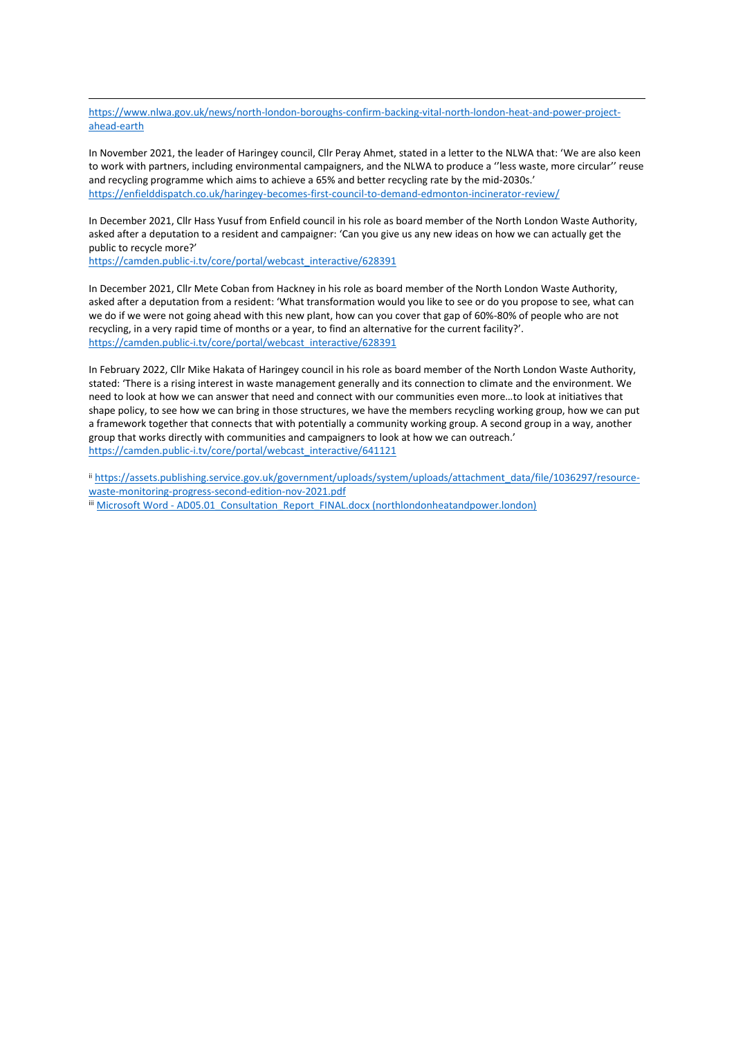https://www.nlwa.gov.uk/news/north-london-boroughs-confirm-backing-vital-north-london-heat-and-power-project-ahead-earth

In November 2021, the leader of Haringey council, Cllr Peray Ahmet, stated in a letter to the NLWA that: 'We are also keen to work with partners, including environmental campaigners, and the NLWA to produce a ''less waste, more circular'' reuse and recycling programme which aims to achieve a 65% and better recycling rate by the mid-2030s.'
https://enfielddispatch.co.uk/haringey-becomes-first-council-to-demand-edmonton-incinerator-review/

In December 2021, Cllr Hass Yusuf from Enfield council in his role as board member of the North London Waste Authority, asked after a deputation to a resident and campaigner: 'Can you give us any new ideas on how we can actually get the public to recycle more?'
https://camden.public-i.tv/core/portal/webcast_interactive/628391

In December 2021, Cllr Mete Coban from Hackney in his role as board member of the North London Waste Authority, asked after a deputation from a resident: 'What transformation would you like to see or do you propose to see, what can we do if we were not going ahead with this new plant, how can you cover that gap of 60%-80% of people who are not recycling, in a very rapid time of months or a year, to find an alternative for the current facility?'.
https://camden.public-i.tv/core/portal/webcast_interactive/628391

In February 2022, Cllr Mike Hakata of Haringey council in his role as board member of the North London Waste Authority, stated: 'There is a rising interest in waste management generally and its connection to climate and the environment. We need to look at how we can answer that need and connect with our communities even more…to look at initiatives that shape policy, to see how we can bring in those structures, we have the members recycling working group, how we can put a framework together that connects that with potentially a community working group. A second group in a way, another group that works directly with communities and campaigners to look at how we can outreach.'
https://camden.public-i.tv/core/portal/webcast_interactive/641121

[ii] https://assets.publishing.service.gov.uk/government/uploads/system/uploads/attachment_data/file/1036297/resource-waste-monitoring-progress-second-edition-nov-2021.pdf

[iii] Microsoft Word - AD05.01_Consultation_Report_FINAL.docx (northlondonheatandpower.london)